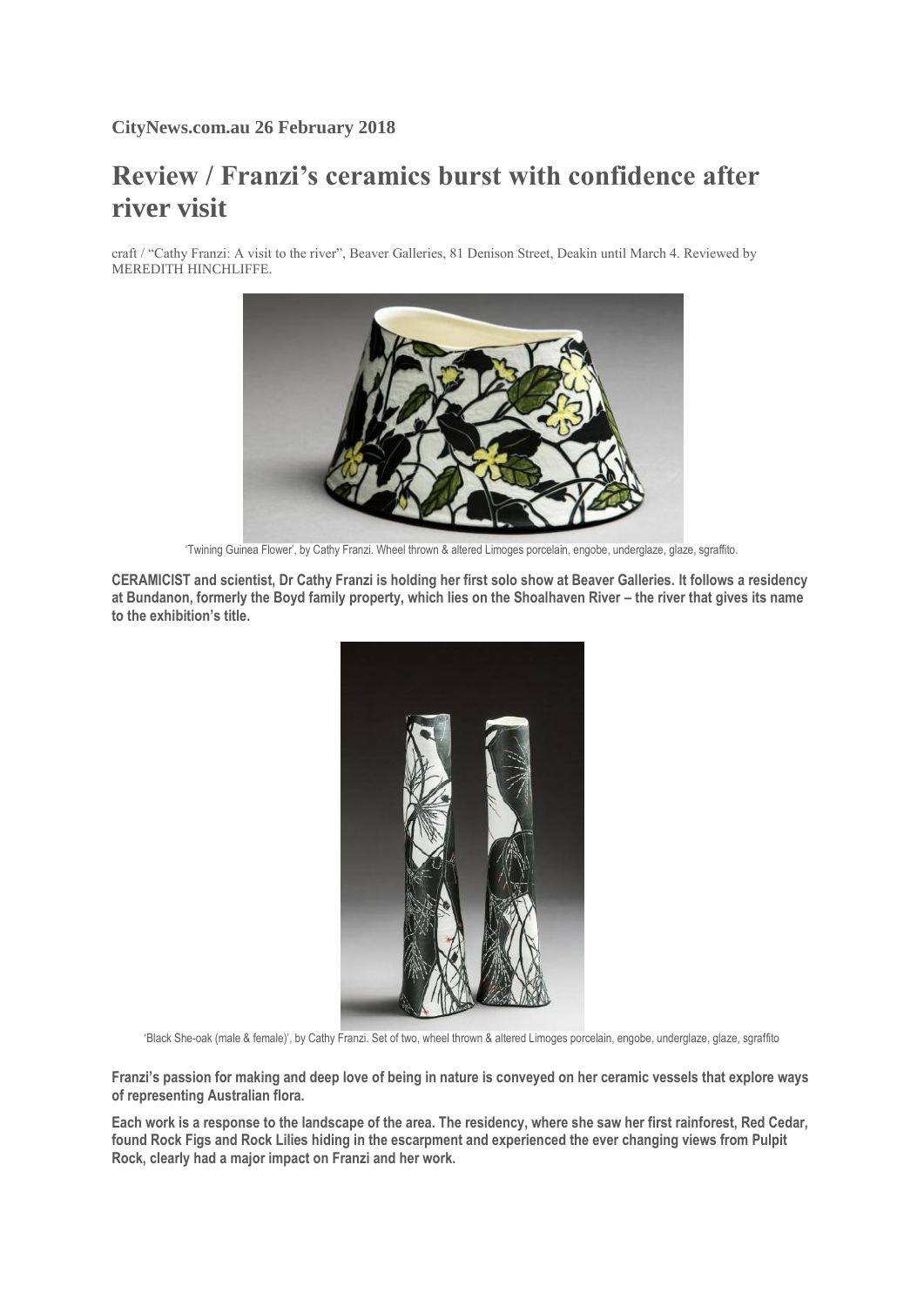**CityNews.com.au 26 February 2018**

# Review / Franzi's ceramics burst with confidence after river visit

craft / "Cathy Franzi: A visit to the river", Beaver Galleries, 81 Denison Street, Deakin until March 4. Reviewed by MEREDITH HINCHLIFFE.

'Twining Guinea Flower', by Cathy Franzi. Wheel thrown & altered Limoges porcelain, engobe, underglaze, glaze, sgraffito.

**CERAMICIST and scientist, Dr Cathy Franzi is holding her first solo show at Beaver Galleries. It follows a residency at Bundanon, formerly the Boyd family property, which lies on the Shoalhaven River – the river that gives its name to the exhibition's title.**

'Black She-oak (male & female)', by Cathy Franzi. Set of two, wheel thrown & altered Limoges porcelain, engobe, underglaze, glaze, sgraffito

**Franzi's passion for making and deep love of being in nature is conveyed on her ceramic vessels that explore ways of representing Australian flora.**

**Each work is a response to the landscape of the area. The residency, where she saw her first rainforest, Red Cedar, found Rock Figs and Rock Lilies hiding in the escarpment and experienced the ever changing views from Pulpit Rock, clearly had a major impact on Franzi and her work.**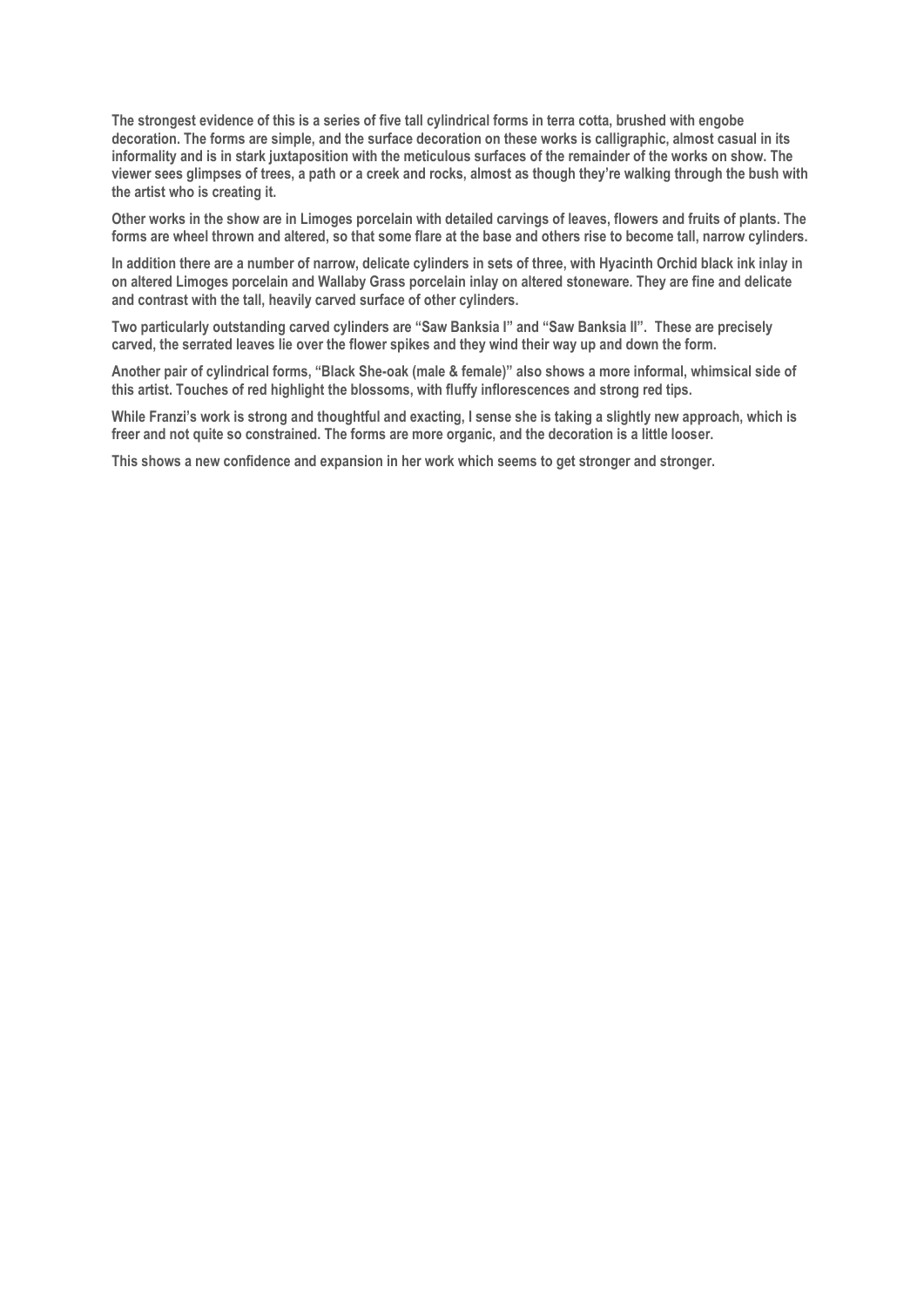**The strongest evidence of this is a series of five tall cylindrical forms in terra cotta, brushed with engobe decoration. The forms are simple, and the surface decoration on these works is calligraphic, almost casual in its informality and is in stark juxtaposition with the meticulous surfaces of the remainder of the works on show. The viewer sees glimpses of trees, a path or a creek and rocks, almost as though they're walking through the bush with the artist who is creating it.**

**Other works in the show are in Limoges porcelain with detailed carvings of leaves, flowers and fruits of plants. The forms are wheel thrown and altered, so that some flare at the base and others rise to become tall, narrow cylinders.**

**In addition there are a number of narrow, delicate cylinders in sets of three, with Hyacinth Orchid black ink inlay in on altered Limoges porcelain and Wallaby Grass porcelain inlay on altered stoneware. They are fine and delicate and contrast with the tall, heavily carved surface of other cylinders.**

**Two particularly outstanding carved cylinders are "Saw Banksia I" and "Saw Banksia II". These are precisely carved, the serrated leaves lie over the flower spikes and they wind their way up and down the form.**

**Another pair of cylindrical forms, "Black She-oak (male & female)" also shows a more informal, whimsical side of this artist. Touches of red highlight the blossoms, with fluffy inflorescences and strong red tips.**

**While Franzi's work is strong and thoughtful and exacting, I sense she is taking a slightly new approach, which is freer and not quite so constrained. The forms are more organic, and the decoration is a little looser.**

**This shows a new confidence and expansion in her work which seems to get stronger and stronger.**